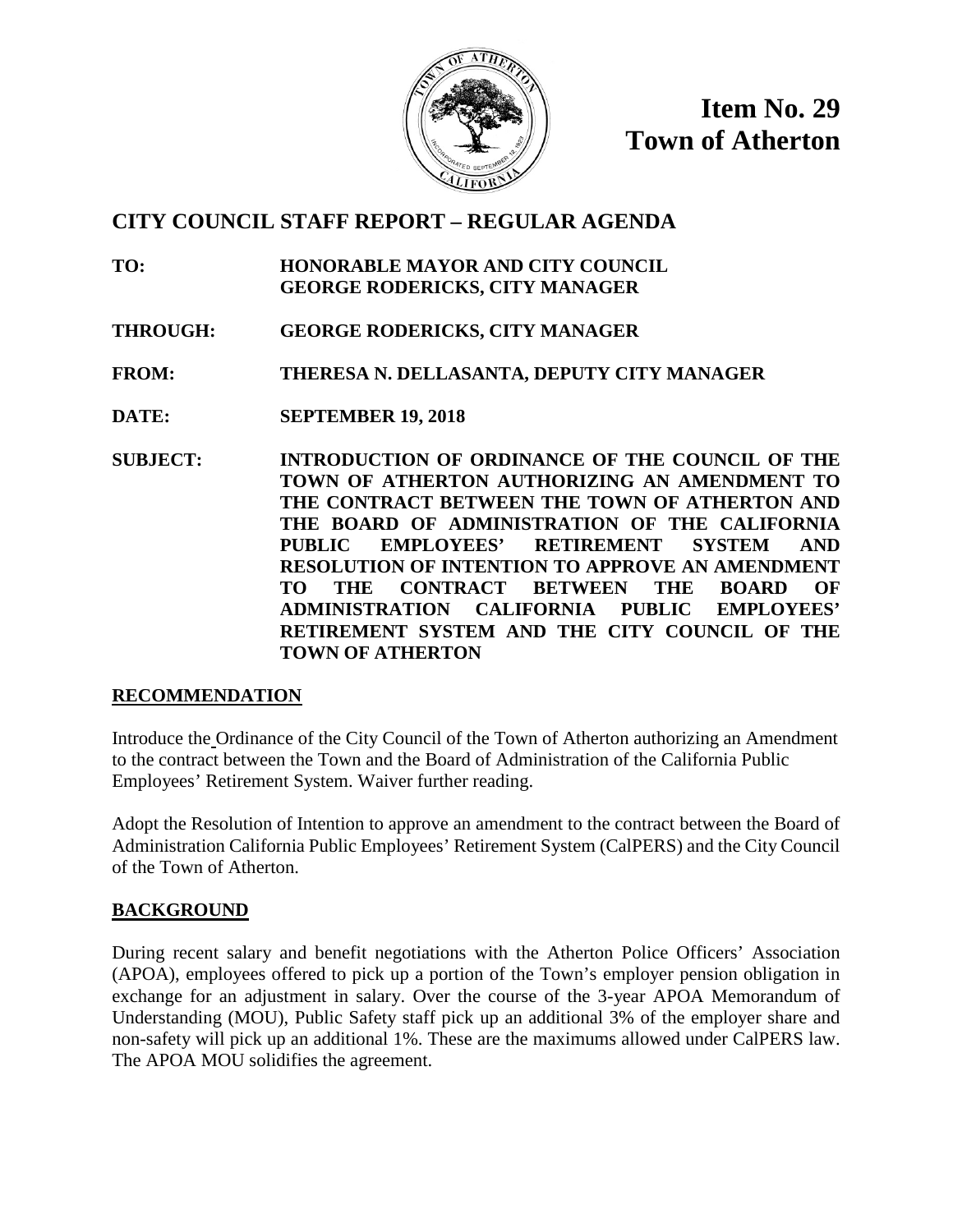**Item No. 29**
**Town of Atherton**

## CITY COUNCIL STAFF REPORT – REGULAR AGENDA

**TO:** HONORABLE MAYOR AND CITY COUNCIL
GEORGE RODERICKS, CITY MANAGER

**THROUGH:** GEORGE RODERICKS, CITY MANAGER

**FROM:** THERESA N. DELLASANTA, DEPUTY CITY MANAGER

**DATE:** SEPTEMBER 19, 2018

**SUBJECT:** INTRODUCTION OF ORDINANCE OF THE COUNCIL OF THE TOWN OF ATHERTON AUTHORIZING AN AMENDMENT TO THE CONTRACT BETWEEN THE TOWN OF ATHERTON AND THE BOARD OF ADMINISTRATION OF THE CALIFORNIA PUBLIC EMPLOYEES' RETIREMENT SYSTEM AND RESOLUTION OF INTENTION TO APPROVE AN AMENDMENT TO THE CONTRACT BETWEEN THE BOARD OF ADMINISTRATION CALIFORNIA PUBLIC EMPLOYEES' RETIREMENT SYSTEM AND THE CITY COUNCIL OF THE TOWN OF ATHERTON

### RECOMMENDATION

Introduce the Ordinance of the City Council of the Town of Atherton authorizing an Amendment to the contract between the Town and the Board of Administration of the California Public Employees' Retirement System. Waiver further reading.

Adopt the Resolution of Intention to approve an amendment to the contract between the Board of Administration California Public Employees' Retirement System (CalPERS) and the City Council of the Town of Atherton.

### BACKGROUND

During recent salary and benefit negotiations with the Atherton Police Officers' Association (APOA), employees offered to pick up a portion of the Town's employer pension obligation in exchange for an adjustment in salary. Over the course of the 3-year APOA Memorandum of Understanding (MOU), Public Safety staff pick up an additional 3% of the employer share and non-safety will pick up an additional 1%. These are the maximums allowed under CalPERS law. The APOA MOU solidifies the agreement.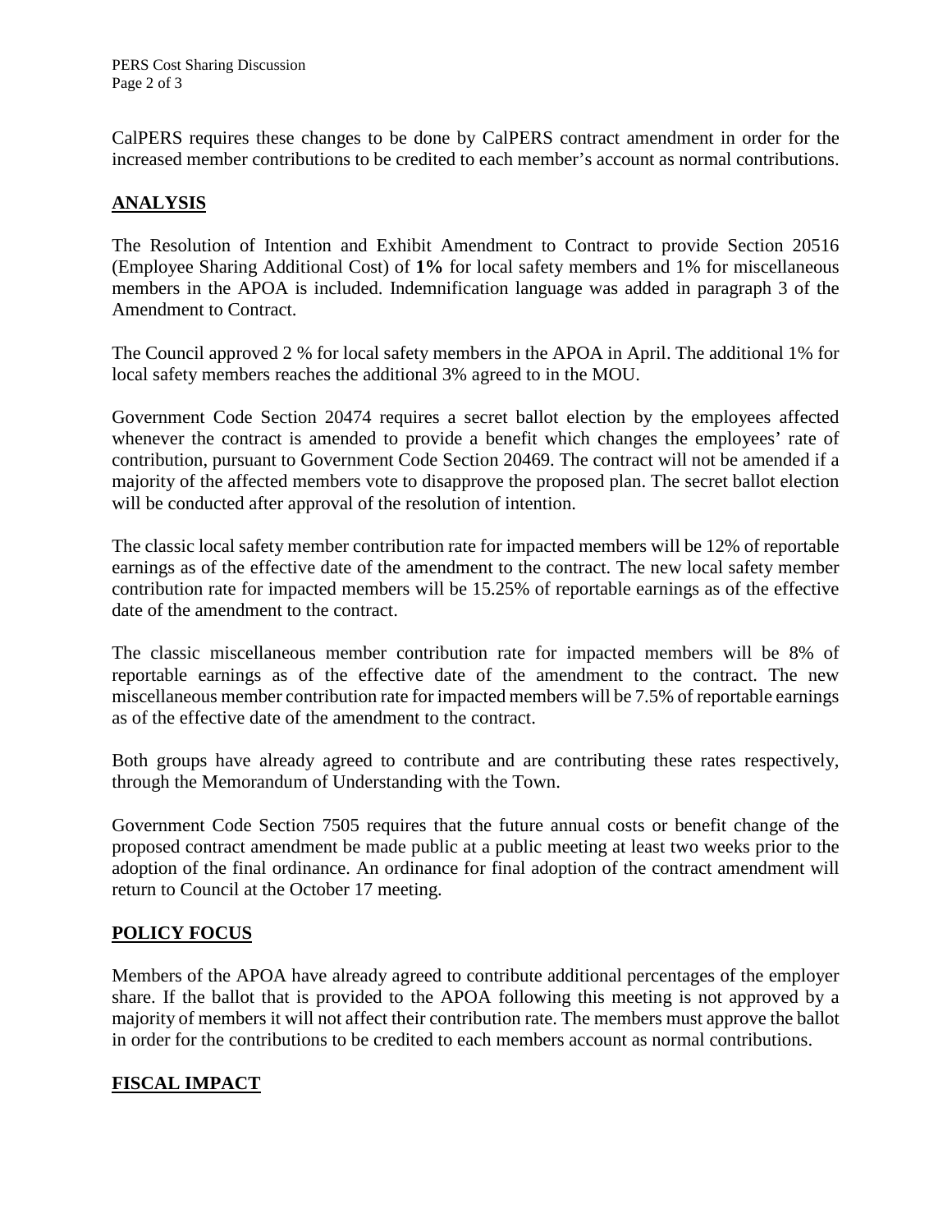CalPERS requires these changes to be done by CalPERS contract amendment in order for the increased member contributions to be credited to each member's account as normal contributions.

## ANALYSIS

The Resolution of Intention and Exhibit Amendment to Contract to provide Section 20516 (Employee Sharing Additional Cost) of **1%** for local safety members and 1% for miscellaneous members in the APOA is included. Indemnification language was added in paragraph 3 of the Amendment to Contract.

The Council approved 2 % for local safety members in the APOA in April. The additional 1% for local safety members reaches the additional 3% agreed to in the MOU.

Government Code Section 20474 requires a secret ballot election by the employees affected whenever the contract is amended to provide a benefit which changes the employees' rate of contribution, pursuant to Government Code Section 20469. The contract will not be amended if a majority of the affected members vote to disapprove the proposed plan. The secret ballot election will be conducted after approval of the resolution of intention.

The classic local safety member contribution rate for impacted members will be 12% of reportable earnings as of the effective date of the amendment to the contract. The new local safety member contribution rate for impacted members will be 15.25% of reportable earnings as of the effective date of the amendment to the contract.

The classic miscellaneous member contribution rate for impacted members will be 8% of reportable earnings as of the effective date of the amendment to the contract. The new miscellaneous member contribution rate for impacted members will be 7.5% of reportable earnings as of the effective date of the amendment to the contract.

Both groups have already agreed to contribute and are contributing these rates respectively, through the Memorandum of Understanding with the Town.

Government Code Section 7505 requires that the future annual costs or benefit change of the proposed contract amendment be made public at a public meeting at least two weeks prior to the adoption of the final ordinance. An ordinance for final adoption of the contract amendment will return to Council at the October 17 meeting.

## POLICY FOCUS

Members of the APOA have already agreed to contribute additional percentages of the employer share. If the ballot that is provided to the APOA following this meeting is not approved by a majority of members it will not affect their contribution rate. The members must approve the ballot in order for the contributions to be credited to each members account as normal contributions.

## FISCAL IMPACT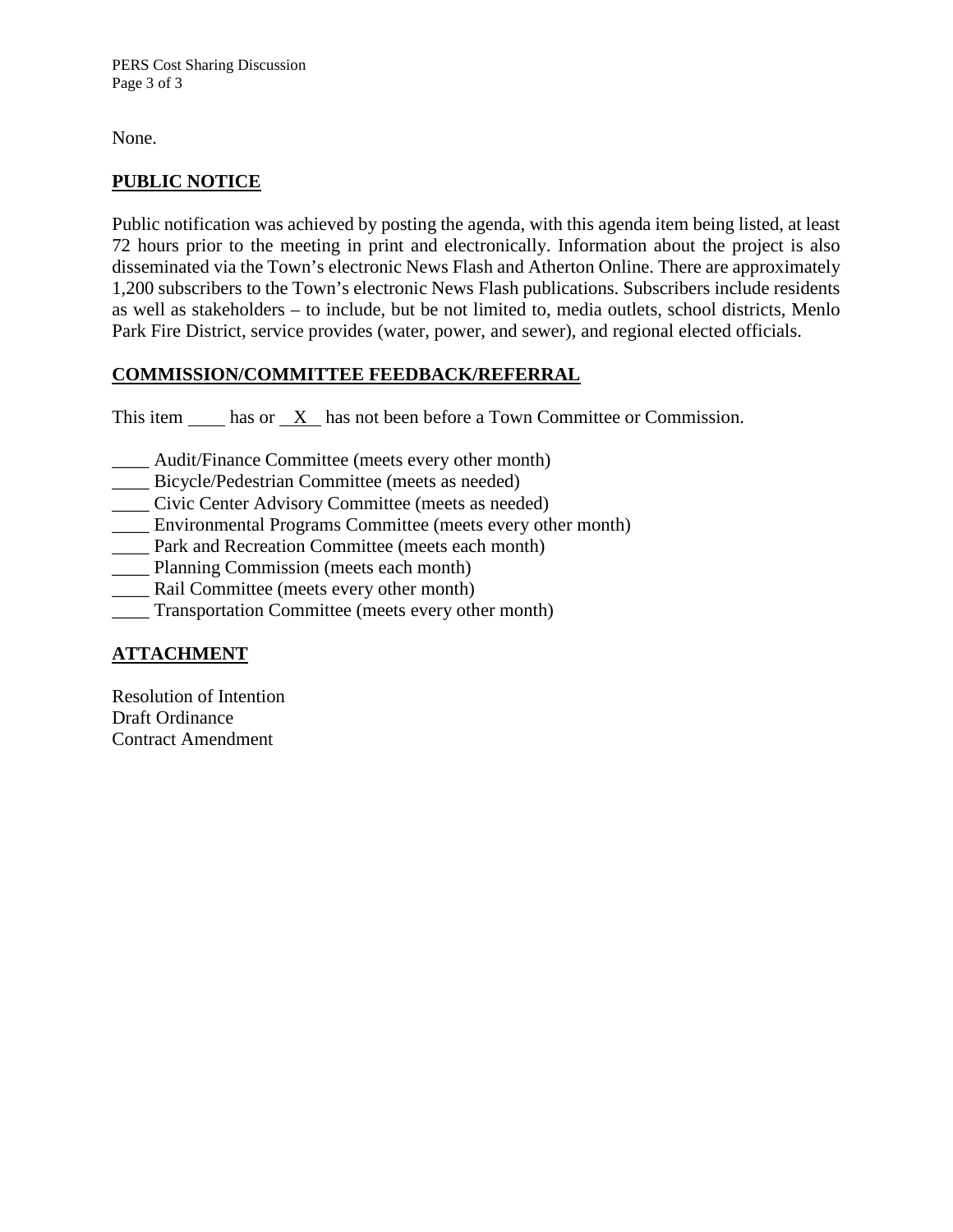None.

## PUBLIC NOTICE

Public notification was achieved by posting the agenda, with this agenda item being listed, at least 72 hours prior to the meeting in print and electronically. Information about the project is also disseminated via the Town's electronic News Flash and Atherton Online. There are approximately 1,200 subscribers to the Town's electronic News Flash publications. Subscribers include residents as well as stakeholders – to include, but be not limited to, media outlets, school districts, Menlo Park Fire District, service provides (water, power, and sewer), and regional elected officials.

## COMMISSION/COMMITTEE FEEDBACK/REFERRAL

This item ____ has or __X__ has not been before a Town Committee or Commission.

____ Audit/Finance Committee (meets every other month)
____ Bicycle/Pedestrian Committee (meets as needed)
____ Civic Center Advisory Committee (meets as needed)
____ Environmental Programs Committee (meets every other month)
____ Park and Recreation Committee (meets each month)
____ Planning Commission (meets each month)
____ Rail Committee (meets every other month)
____ Transportation Committee (meets every other month)

## ATTACHMENT

Resolution of Intention
Draft Ordinance
Contract Amendment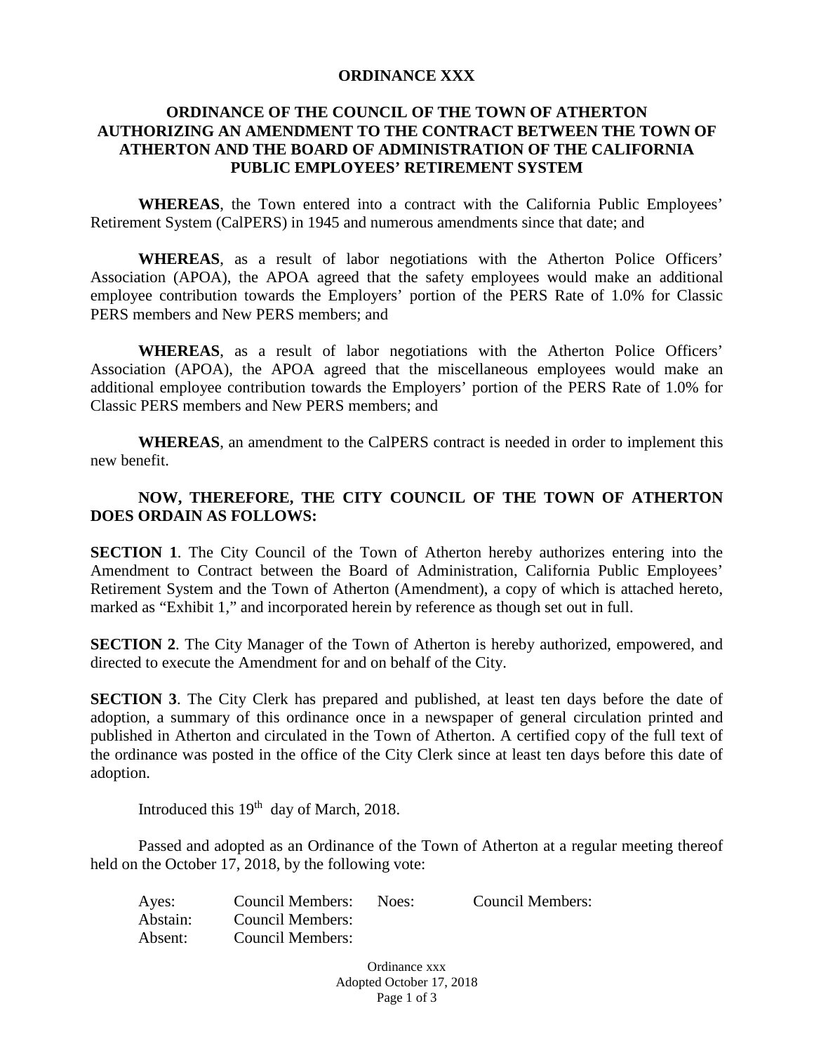# ORDINANCE XXX

## ORDINANCE OF THE COUNCIL OF THE TOWN OF ATHERTON AUTHORIZING AN AMENDMENT TO THE CONTRACT BETWEEN THE TOWN OF ATHERTON AND THE BOARD OF ADMINISTRATION OF THE CALIFORNIA PUBLIC EMPLOYEES' RETIREMENT SYSTEM

**WHEREAS**, the Town entered into a contract with the California Public Employees' Retirement System (CalPERS) in 1945 and numerous amendments since that date; and

**WHEREAS**, as a result of labor negotiations with the Atherton Police Officers' Association (APOA), the APOA agreed that the safety employees would make an additional employee contribution towards the Employers' portion of the PERS Rate of 1.0% for Classic PERS members and New PERS members; and

**WHEREAS**, as a result of labor negotiations with the Atherton Police Officers' Association (APOA), the APOA agreed that the miscellaneous employees would make an additional employee contribution towards the Employers' portion of the PERS Rate of 1.0% for Classic PERS members and New PERS members; and

**WHEREAS**, an amendment to the CalPERS contract is needed in order to implement this new benefit.

**NOW, THEREFORE, THE CITY COUNCIL OF THE TOWN OF ATHERTON DOES ORDAIN AS FOLLOWS:**

**SECTION 1**. The City Council of the Town of Atherton hereby authorizes entering into the Amendment to Contract between the Board of Administration, California Public Employees' Retirement System and the Town of Atherton (Amendment), a copy of which is attached hereto, marked as "Exhibit 1," and incorporated herein by reference as though set out in full.

**SECTION 2**. The City Manager of the Town of Atherton is hereby authorized, empowered, and directed to execute the Amendment for and on behalf of the City.

**SECTION 3**. The City Clerk has prepared and published, at least ten days before the date of adoption, a summary of this ordinance once in a newspaper of general circulation printed and published in Atherton and circulated in the Town of Atherton. A certified copy of the full text of the ordinance was posted in the office of the City Clerk since at least ten days before this date of adoption.

Introduced this 19th day of March, 2018.

Passed and adopted as an Ordinance of the Town of Atherton at a regular meeting thereof held on the October 17, 2018, by the following vote:

| | | | |
|---|---|---|---|
| Ayes: | Council Members: | Noes: | Council Members: |
| Abstain: | Council Members: | | |
| Absent: | Council Members: | | |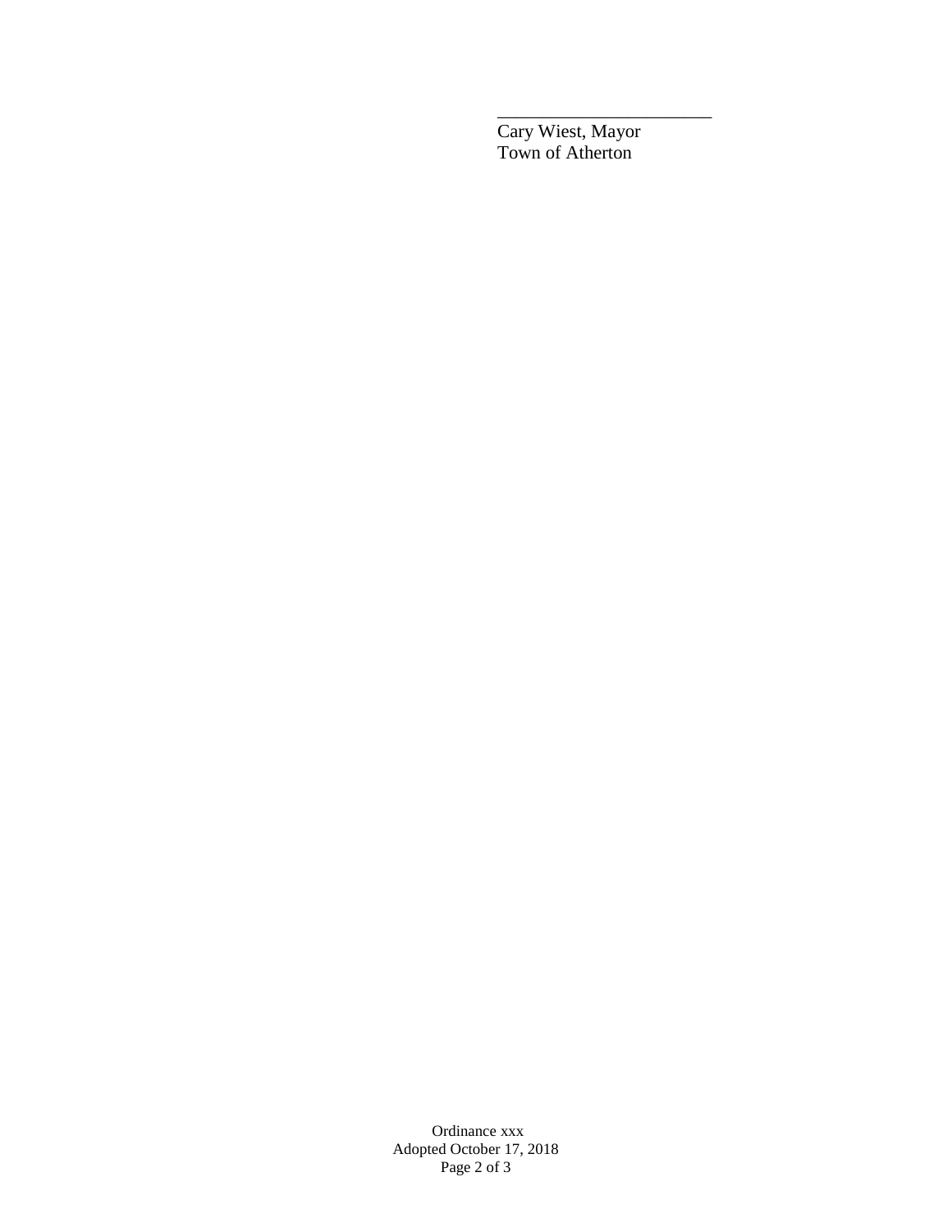\_\_\_\_\_\_\_\_\_\_\_\_\_\_\_\_\_\_\_\_\_\_\_\_

Cary Wiest, Mayor
Town of Atherton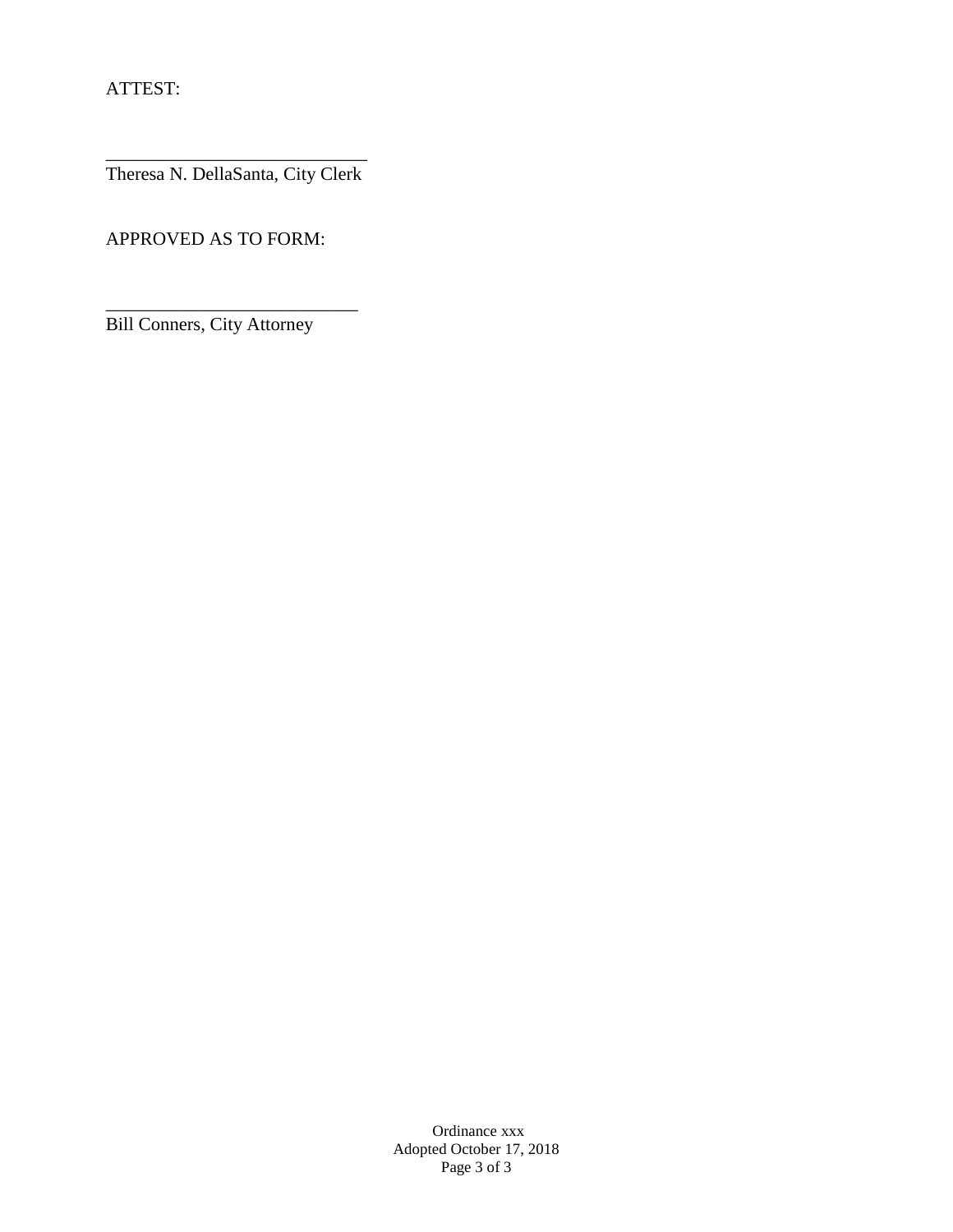ATTEST:

\_\_\_\_\_\_\_\_\_\_\_\_\_\_\_\_\_\_\_\_\_\_\_\_\_\_\_\_
Theresa N. DellaSanta, City Clerk

APPROVED AS TO FORM:

\_\_\_\_\_\_\_\_\_\_\_\_\_\_\_\_\_\_\_\_\_\_\_\_\_\_\_
Bill Conners, City Attorney

Ordinance xxx
Adopted October 17, 2018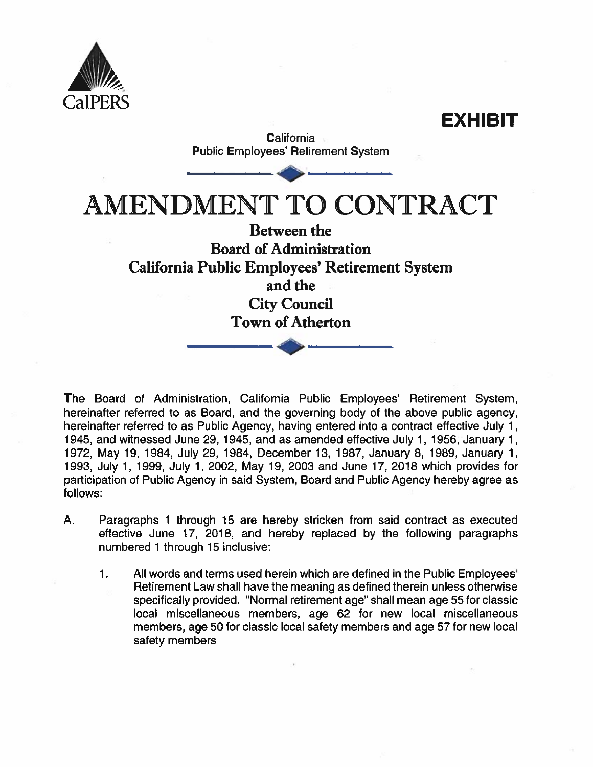CalPERS

**EXHIBIT**

California
Public Employees' Retirement System

# AMENDMENT TO CONTRACT

## Between the
## Board of Administration
## California Public Employees' Retirement System
## and the
## City Council
## Town of Atherton

The Board of Administration, California Public Employees' Retirement System, hereinafter referred to as Board, and the governing body of the above public agency, hereinafter referred to as Public Agency, having entered into a contract effective July 1, 1945, and witnessed June 29, 1945, and as amended effective July 1, 1956, January 1, 1972, May 19, 1984, July 29, 1984, December 13, 1987, January 8, 1989, January 1, 1993, July 1, 1999, July 1, 2002, May 19, 2003 and June 17, 2018 which provides for participation of Public Agency in said System, Board and Public Agency hereby agree as follows:

A. Paragraphs 1 through 15 are hereby stricken from said contract as executed effective June 17, 2018, and hereby replaced by the following paragraphs numbered 1 through 15 inclusive:

   1. All words and terms used herein which are defined in the Public Employees' Retirement Law shall have the meaning as defined therein unless otherwise specifically provided. "Normal retirement age" shall mean age 55 for classic local miscellaneous members, age 62 for new local miscellaneous members, age 50 for classic local safety members and age 57 for new local safety members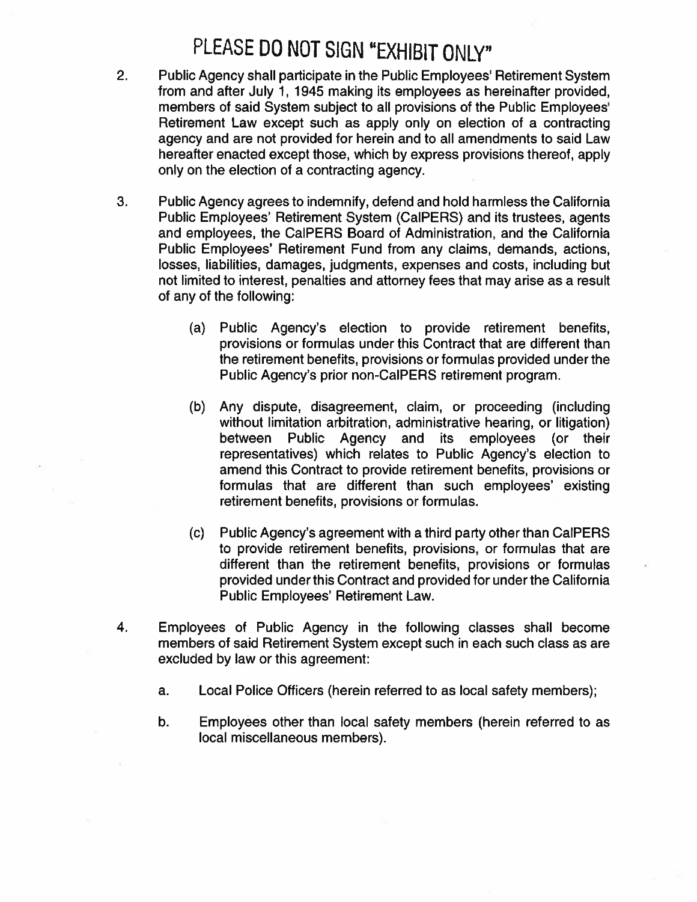# PLEASE DO NOT SIGN "EXHIBIT ONLY"

2. Public Agency shall participate in the Public Employees' Retirement System from and after July 1, 1945 making its employees as hereinafter provided, members of said System subject to all provisions of the Public Employees' Retirement Law except such as apply only on election of a contracting agency and are not provided for herein and to all amendments to said Law hereafter enacted except those, which by express provisions thereof, apply only on the election of a contracting agency.

3. Public Agency agrees to indemnify, defend and hold harmless the California Public Employees' Retirement System (CalPERS) and its trustees, agents and employees, the CalPERS Board of Administration, and the California Public Employees' Retirement Fund from any claims, demands, actions, losses, liabilities, damages, judgments, expenses and costs, including but not limited to interest, penalties and attorney fees that may arise as a result of any of the following:

   (a) Public Agency's election to provide retirement benefits, provisions or formulas under this Contract that are different than the retirement benefits, provisions or formulas provided under the Public Agency's prior non-CalPERS retirement program.

   (b) Any dispute, disagreement, claim, or proceeding (including without limitation arbitration, administrative hearing, or litigation) between Public Agency and its employees (or their representatives) which relates to Public Agency's election to amend this Contract to provide retirement benefits, provisions or formulas that are different than such employees' existing retirement benefits, provisions or formulas.

   (c) Public Agency's agreement with a third party other than CalPERS to provide retirement benefits, provisions, or formulas that are different than the retirement benefits, provisions or formulas provided under this Contract and provided for under the California Public Employees' Retirement Law.

4. Employees of Public Agency in the following classes shall become members of said Retirement System except such in each such class as are excluded by law or this agreement:

   a. Local Police Officers (herein referred to as local safety members);

   b. Employees other than local safety members (herein referred to as local miscellaneous members).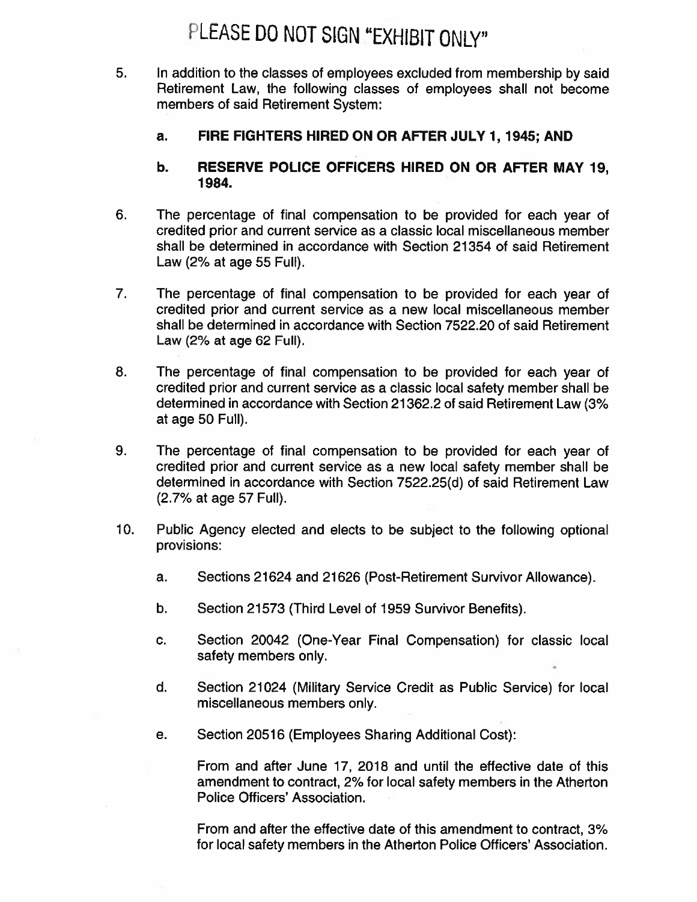PLEASE DO NOT SIGN "EXHIBIT ONLY"

5. In addition to the classes of employees excluded from membership by said Retirement Law, the following classes of employees shall not become members of said Retirement System:

   a. **FIRE FIGHTERS HIRED ON OR AFTER JULY 1, 1945; AND**

   b. **RESERVE POLICE OFFICERS HIRED ON OR AFTER MAY 19, 1984.**

6. The percentage of final compensation to be provided for each year of credited prior and current service as a classic local miscellaneous member shall be determined in accordance with Section 21354 of said Retirement Law (2% at age 55 Full).

7. The percentage of final compensation to be provided for each year of credited prior and current service as a new local miscellaneous member shall be determined in accordance with Section 7522.20 of said Retirement Law (2% at age 62 Full).

8. The percentage of final compensation to be provided for each year of credited prior and current service as a classic local safety member shall be determined in accordance with Section 21362.2 of said Retirement Law (3% at age 50 Full).

9. The percentage of final compensation to be provided for each year of credited prior and current service as a new local safety member shall be determined in accordance with Section 7522.25(d) of said Retirement Law (2.7% at age 57 Full).

10. Public Agency elected and elects to be subject to the following optional provisions:

    a. Sections 21624 and 21626 (Post-Retirement Survivor Allowance).

    b. Section 21573 (Third Level of 1959 Survivor Benefits).

    c. Section 20042 (One-Year Final Compensation) for classic local safety members only.

    d. Section 21024 (Military Service Credit as Public Service) for local miscellaneous members only.

    e. Section 20516 (Employees Sharing Additional Cost):

       From and after June 17, 2018 and until the effective date of this amendment to contract, 2% for local safety members in the Atherton Police Officers' Association.

       From and after the effective date of this amendment to contract, 3% for local safety members in the Atherton Police Officers' Association.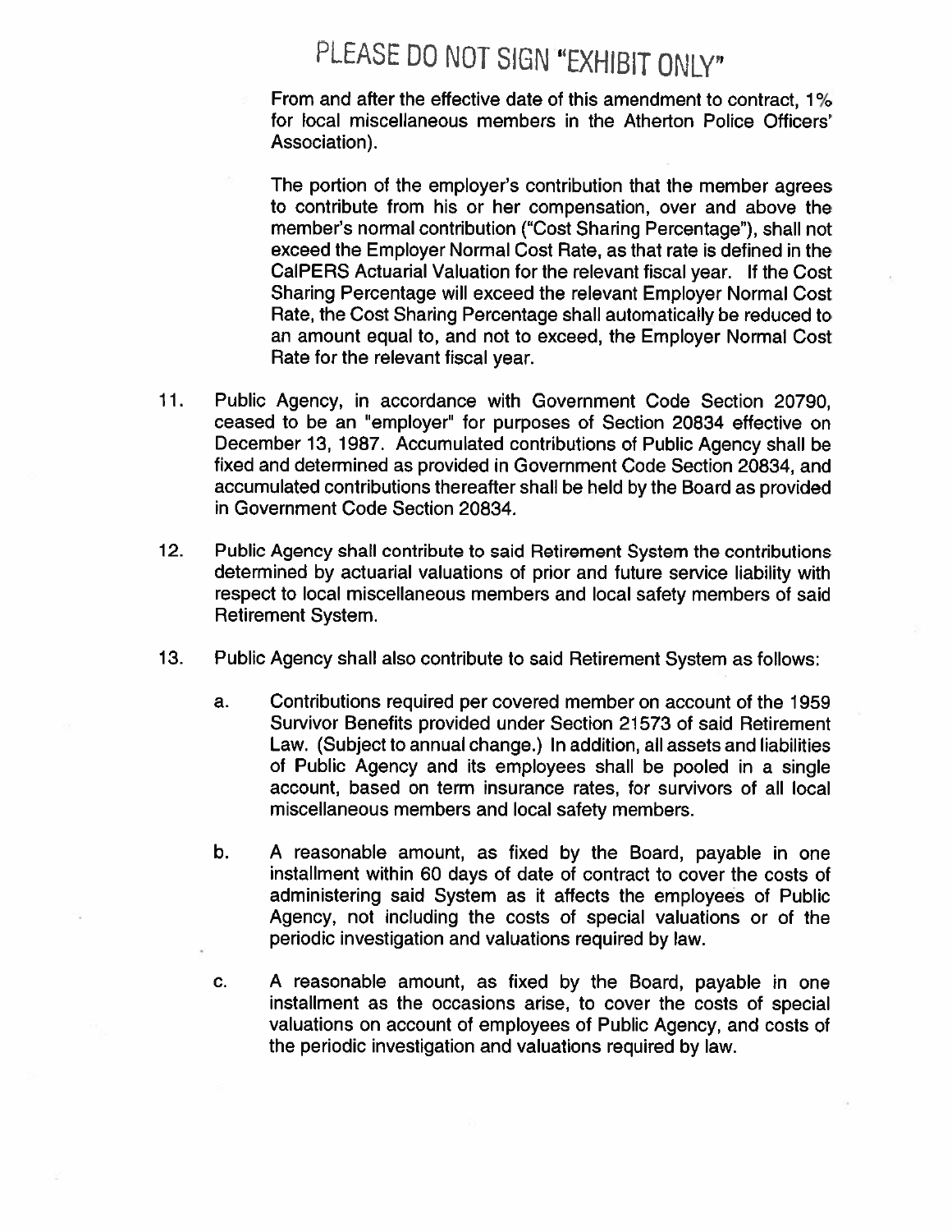PLEASE DO NOT SIGN "EXHIBIT ONLY"

From and after the effective date of this amendment to contract, 1% for local miscellaneous members in the Atherton Police Officers' Association).

The portion of the employer's contribution that the member agrees to contribute from his or her compensation, over and above the member's normal contribution ("Cost Sharing Percentage"), shall not exceed the Employer Normal Cost Rate, as that rate is defined in the CalPERS Actuarial Valuation for the relevant fiscal year. If the Cost Sharing Percentage will exceed the relevant Employer Normal Cost Rate, the Cost Sharing Percentage shall automatically be reduced to an amount equal to, and not to exceed, the Employer Normal Cost Rate for the relevant fiscal year.

11. Public Agency, in accordance with Government Code Section 20790, ceased to be an "employer" for purposes of Section 20834 effective on December 13, 1987. Accumulated contributions of Public Agency shall be fixed and determined as provided in Government Code Section 20834, and accumulated contributions thereafter shall be held by the Board as provided in Government Code Section 20834.

12. Public Agency shall contribute to said Retirement System the contributions determined by actuarial valuations of prior and future service liability with respect to local miscellaneous members and local safety members of said Retirement System.

13. Public Agency shall also contribute to said Retirement System as follows:

    a. Contributions required per covered member on account of the 1959 Survivor Benefits provided under Section 21573 of said Retirement Law. (Subject to annual change.) In addition, all assets and liabilities of Public Agency and its employees shall be pooled in a single account, based on term insurance rates, for survivors of all local miscellaneous members and local safety members.

    b. A reasonable amount, as fixed by the Board, payable in one installment within 60 days of date of contract to cover the costs of administering said System as it affects the employees of Public Agency, not including the costs of special valuations or of the periodic investigation and valuations required by law.

    c. A reasonable amount, as fixed by the Board, payable in one installment as the occasions arise, to cover the costs of special valuations on account of employees of Public Agency, and costs of the periodic investigation and valuations required by law.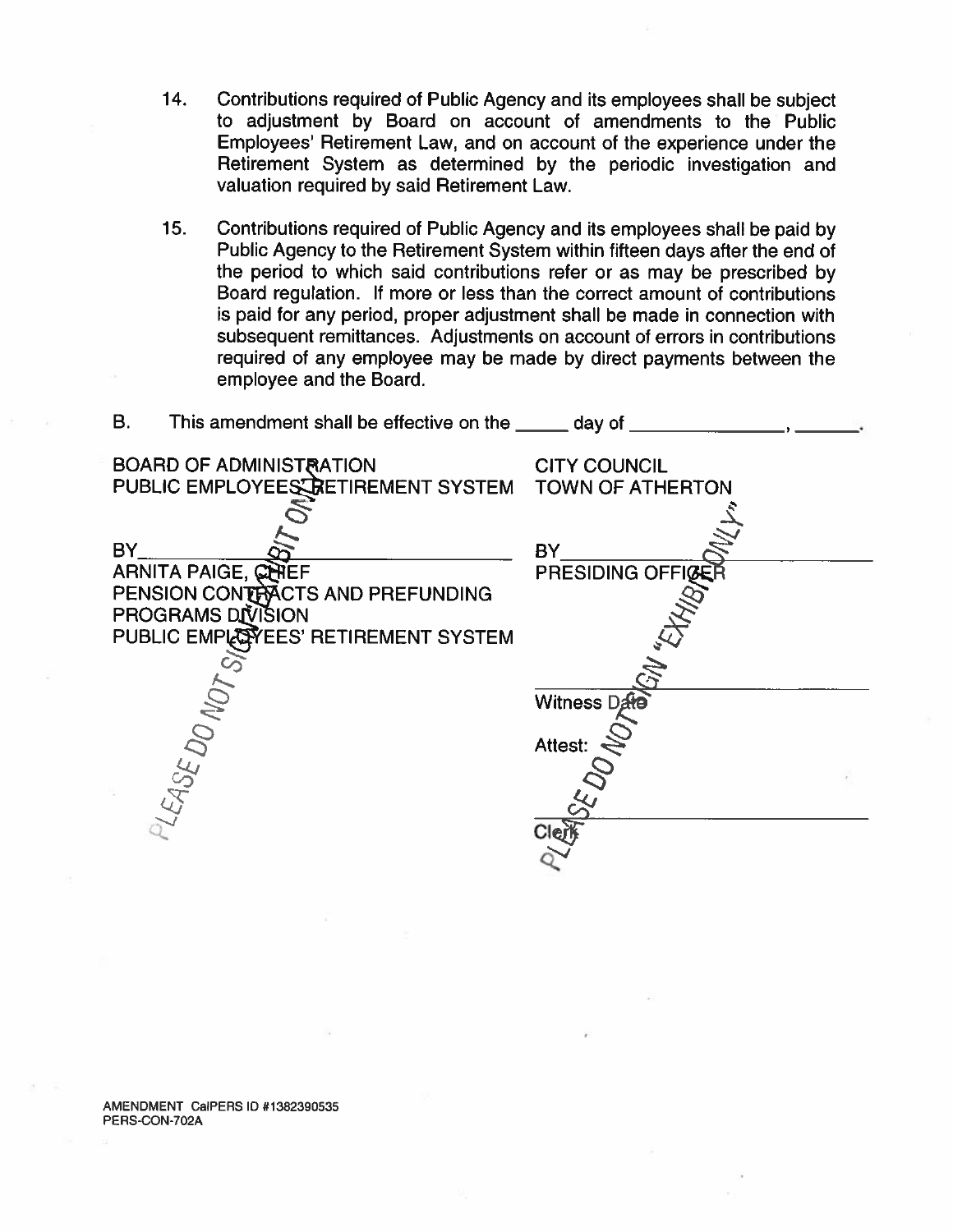14. Contributions required of Public Agency and its employees shall be subject to adjustment by Board on account of amendments to the Public Employees' Retirement Law, and on account of the experience under the Retirement System as determined by the periodic investigation and valuation required by said Retirement Law.

15. Contributions required of Public Agency and its employees shall be paid by Public Agency to the Retirement System within fifteen days after the end of the period to which said contributions refer or as may be prescribed by Board regulation. If more or less than the correct amount of contributions is paid for any period, proper adjustment shall be made in connection with subsequent remittances. Adjustments on account of errors in contributions required of any employee may be made by direct payments between the employee and the Board.

B. This amendment shall be effective on the _____ day of _______________, _______.

BOARD OF ADMINISTRATION
PUBLIC EMPLOYEES' RETIREMENT SYSTEM

BY_______________________________
ARNITA PAIGE, CHIEF
PENSION CONTRACTS AND PREFUNDING PROGRAMS DIVISION
PUBLIC EMPLOYEES' RETIREMENT SYSTEM

CITY COUNCIL
TOWN OF ATHERTON

BY_______________________________
PRESIDING OFFICER

_______________________________
Witness Date

Attest:

_______________________________
Clerk

"PLEASE DO NOT SIGN "EXHIBIT ONLY""

AMENDMENT CalPERS ID #1382390535
PERS-CON-702A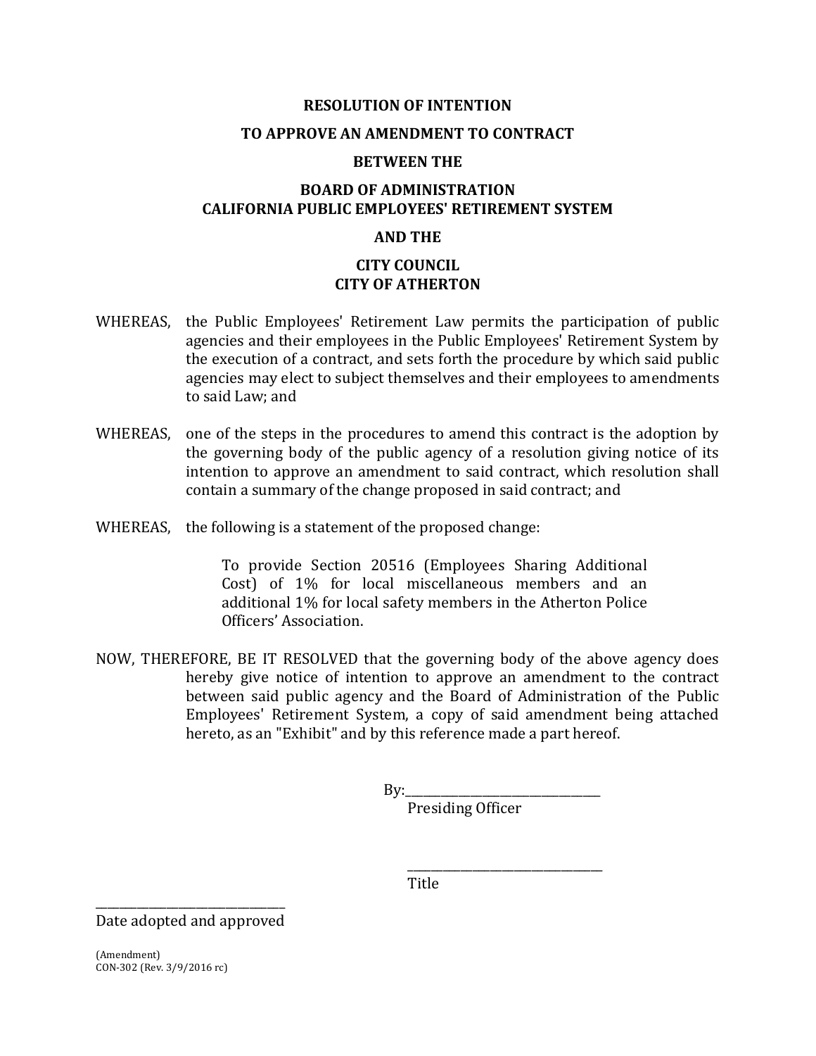**RESOLUTION OF INTENTION**

**TO APPROVE AN AMENDMENT TO CONTRACT**

**BETWEEN THE**

**BOARD OF ADMINISTRATION**
**CALIFORNIA PUBLIC EMPLOYEES' RETIREMENT SYSTEM**

**AND THE**

**CITY COUNCIL**
**CITY OF ATHERTON**

WHEREAS, the Public Employees' Retirement Law permits the participation of public agencies and their employees in the Public Employees' Retirement System by the execution of a contract, and sets forth the procedure by which said public agencies may elect to subject themselves and their employees to amendments to said Law; and

WHEREAS, one of the steps in the procedures to amend this contract is the adoption by the governing body of the public agency of a resolution giving notice of its intention to approve an amendment to said contract, which resolution shall contain a summary of the change proposed in said contract; and

WHEREAS, the following is a statement of the proposed change:

> To provide Section 20516 (Employees Sharing Additional Cost) of 1% for local miscellaneous members and an additional 1% for local safety members in the Atherton Police Officers' Association.

NOW, THEREFORE, BE IT RESOLVED that the governing body of the above agency does hereby give notice of intention to approve an amendment to the contract between said public agency and the Board of Administration of the Public Employees' Retirement System, a copy of said amendment being attached hereto, as an "Exhibit" and by this reference made a part hereof.

By:\_\_\_\_\_\_\_\_\_\_\_\_\_\_\_\_\_\_\_\_\_\_\_\_\_\_\_\_\_\_
Presiding Officer

\_\_\_\_\_\_\_\_\_\_\_\_\_\_\_\_\_\_\_\_\_\_\_\_\_\_\_\_\_\_
Title

\_\_\_\_\_\_\_\_\_\_\_\_\_\_\_\_\_\_\_\_\_\_\_\_\_\_\_\_\_\_
Date adopted and approved

(Amendment)
CON-302 (Rev. 3/9/2016 rc)